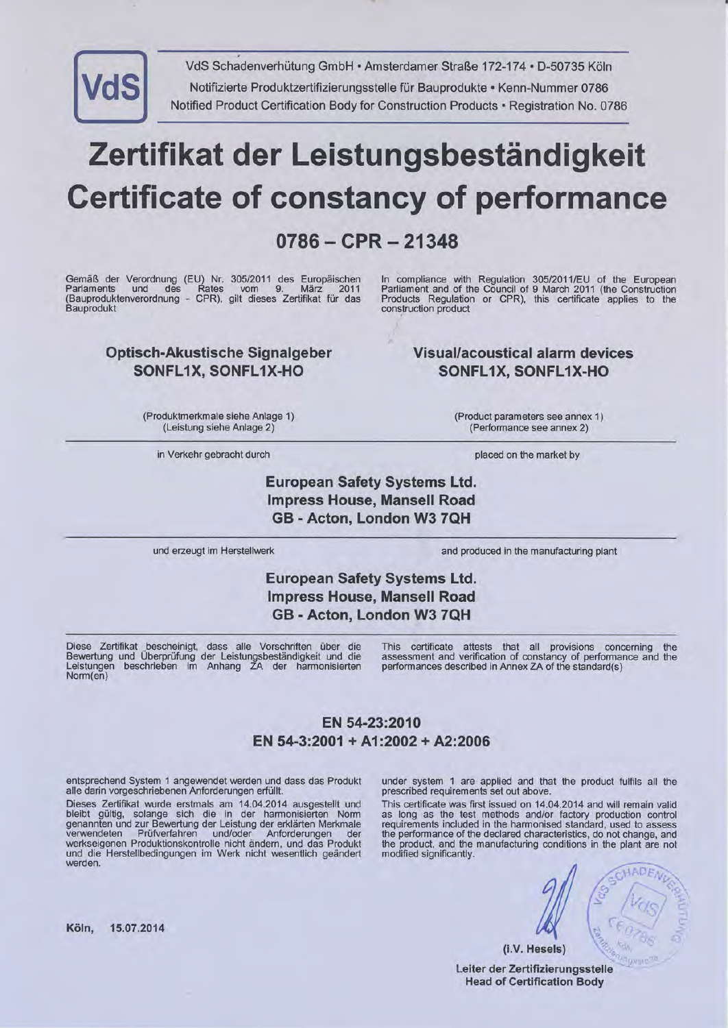VdS

VdS Schadenverhütung GmbH • Amsterdamer Straße 172-174 • D-50735 Köln

Notifizierte Produktzertifizierungsstelle für Bauprodukte • Kenn-Nummer 0786

Notified Product Certification Body for Construction Products • Registration No. 0786

# Zertifikat der Leistungsbeständigkeit
# Certificate of constancy of performance

## 0786 – CPR – 21348

Gemäß der Verordnung (EU) Nr. 305/2011 des Europäischen Parlaments und des Rates vom 9. März 2011 (Bauproduktenverordnung - CPR), gilt dieses Zertifikat für das Bauprodukt

In compliance with Regulation 305/2011/EU of the European Parliament and of the Council of 9 March 2011 (the Construction Products Regulation or CPR), this certificate applies to the construction product

**Optisch-Akustische Signalgeber SONFL1X, SONFL1X-HO**

**Visual/acoustical alarm devices SONFL1X, SONFL1X-HO**

(Produktmerkmale siehe Anlage 1)
(Leistung siehe Anlage 2)

(Product parameters see annex 1)
(Performance see annex 2)

in Verkehr gebracht durch

placed on the market by

**European Safety Systems Ltd.**
**Impress House, Mansell Road**
**GB - Acton, London W3 7QH**

und erzeugt im Herstellwerk

and produced in the manufacturing plant

**European Safety Systems Ltd.**
**Impress House, Mansell Road**
**GB - Acton, London W3 7QH**

Diese Zertifikat bescheinigt, dass alle Vorschriften über die Bewertung und Überprüfung der Leistungsbeständigkeit und die Leistungen beschrieben im Anhang ZA der harmonisierten Norm(en)

This certificate attests that all provisions concerning the assessment and verification of constancy of performance and the performances described in Annex ZA of the standard(s)

**EN 54-23:2010**
**EN 54-3:2001 + A1:2002 + A2:2006**

entsprechend System 1 angewendet werden und dass das Produkt alle darin vorgeschriebenen Anforderungen erfüllt.

Dieses Zertifikat wurde erstmals am 14.04.2014 ausgestellt und bleibt gültig, solange sich die in der harmonisierten Norm genannten und zur Bewertung der Leistung der erklärten Merkmale verwendeten Prüfverfahren und/oder Anforderungen der werkseigenen Produktionskontrolle nicht ändern, und das Produkt und die Herstellbedingungen im Werk nicht wesentlich geändert werden.

under system 1 are applied and that the product fulfils all the prescribed requirements set out above.

This certificate was first issued on 14.04.2014 and will remain valid as long as the test methods and/or factory production control requirements included in the harmonised standard, used to assess the performance of the declared characteristics, do not change, and the product, and the manufacturing conditions in the plant are not modified significantly.

**Köln, 15.07.2014**

(I.V. Hesels)

**Leiter der Zertifizierungsstelle**
**Head of Certification Body**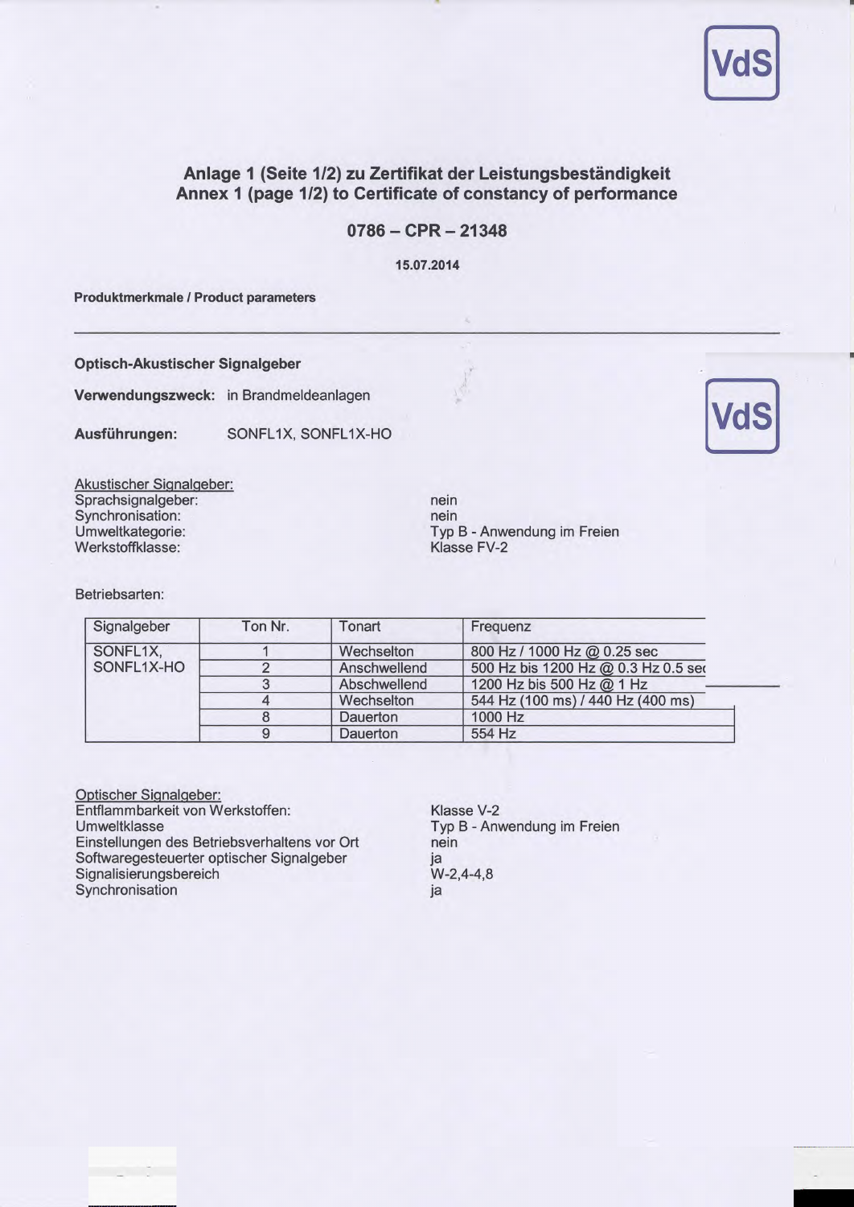## Anlage 1 (Seite 1/2) zu Zertifikat der Leistungsbeständigkeit
## Annex 1 (page 1/2) to Certificate of constancy of performance

### 0786 – CPR – 21348

**15.07.2014**

**Produktmerkmale / Product parameters**

---

**Optisch-Akustischer Signalgeber**

**Verwendungszweck:** in Brandmeldeanlagen

**Ausführungen:** SONFL1X, SONFL1X-HO

Akustischer Signalgeber:

| | |
|---|---|
| Sprachsignalgeber: | nein |
| Synchronisation: | nein |
| Umweltkategorie: | Typ B - Anwendung im Freien |
| Werkstoffklasse: | Klasse FV-2 |

Betriebsarten:

| Signalgeber | Ton Nr. | Tonart | Frequenz |
|---|---|---|---|
| SONFL1X, SONFL1X-HO | 1 | Wechselton | 800 Hz / 1000 Hz @ 0.25 sec |
| | 2 | Anschwellend | 500 Hz bis 1200 Hz @ 0.3 Hz 0.5 sec |
| | 3 | Abschwellend | 1200 Hz bis 500 Hz @ 1 Hz |
| | 4 | Wechselton | 544 Hz (100 ms) / 440 Hz (400 ms) |
| | 8 | Dauerton | 1000 Hz |
| | 9 | Dauerton | 554 Hz |

Optischer Signalgeber:

| | |
|---|---|
| Entflammbarkeit von Werkstoffen: | Klasse V-2 |
| Umweltklasse | Typ B - Anwendung im Freien |
| Einstellungen des Betriebsverhaltens vor Ort | nein |
| Softwaregesteuerter optischer Signalgeber | ja |
| Signalisierungsbereich | W-2,4-4,8 |
| Synchronisation | ja |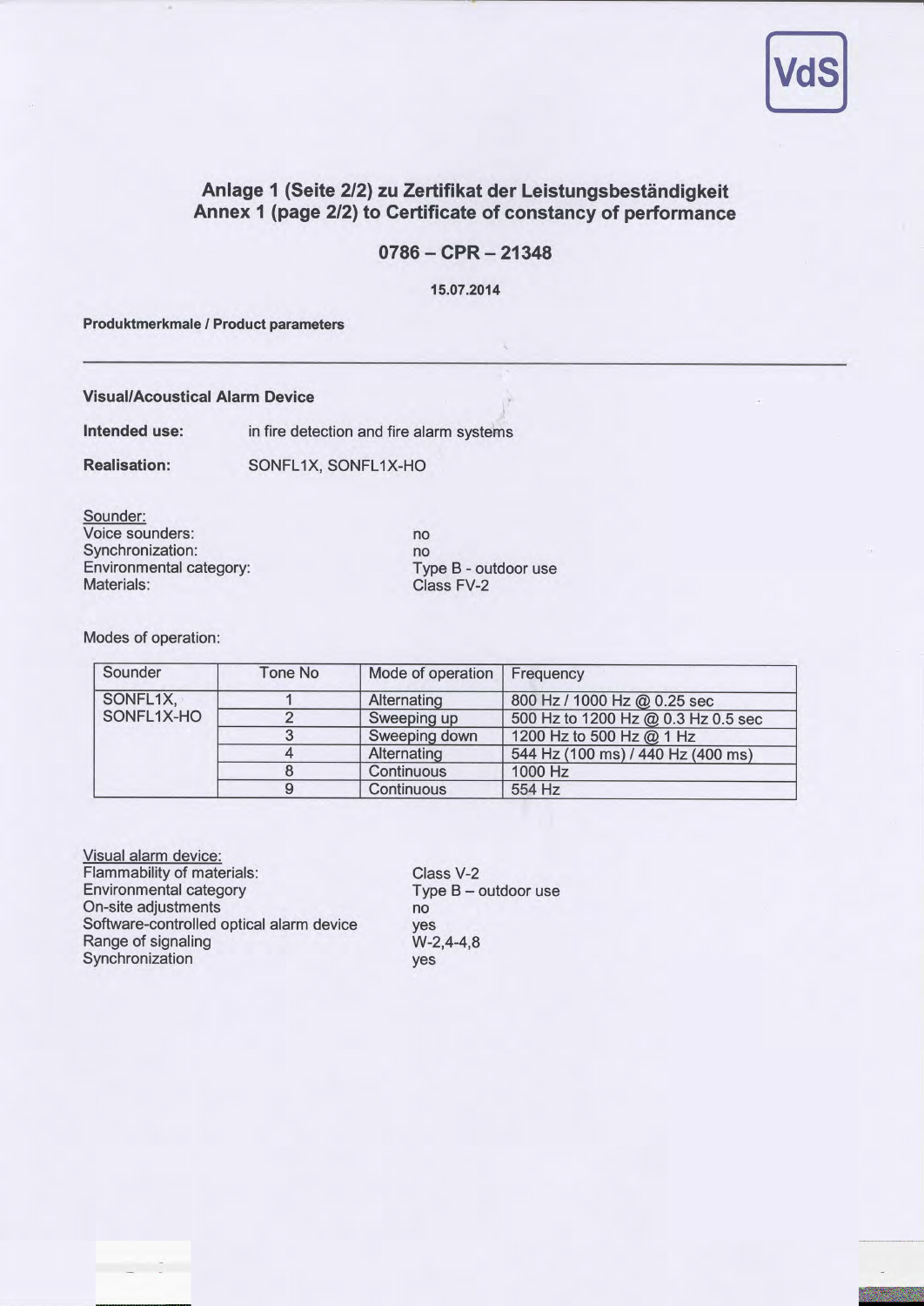VdS

# Anlage 1 (Seite 2/2) zu Zertifikat der Leistungsbeständigkeit
# Annex 1 (page 2/2) to Certificate of constancy of performance

## 0786 – CPR – 21348

**15.07.2014**

**Produktmerkmale / Product parameters**

---

**Visual/Acoustical Alarm Device**

**Intended use:** in fire detection and fire alarm systems

**Realisation:** SONFL1X, SONFL1X-HO

Sounder:

| | |
|---|---|
| Voice sounders: | no |
| Synchronization: | no |
| Environmental category: | Type B - outdoor use |
| Materials: | Class FV-2 |

Modes of operation:

| Sounder | Tone No | Mode of operation | Frequency |
|---|---|---|---|
| SONFL1X, SONFL1X-HO | 1 | Alternating | 800 Hz / 1000 Hz @ 0.25 sec |
| | 2 | Sweeping up | 500 Hz to 1200 Hz @ 0.3 Hz 0.5 sec |
| | 3 | Sweeping down | 1200 Hz to 500 Hz @ 1 Hz |
| | 4 | Alternating | 544 Hz (100 ms) / 440 Hz (400 ms) |
| | 8 | Continuous | 1000 Hz |
| | 9 | Continuous | 554 Hz |

Visual alarm device:

| | |
|---|---|
| Flammability of materials: | Class V-2 |
| Environmental category | Type B – outdoor use |
| On-site adjustments | no |
| Software-controlled optical alarm device | yes |
| Range of signaling | W-2,4-4,8 |
| Synchronization | yes |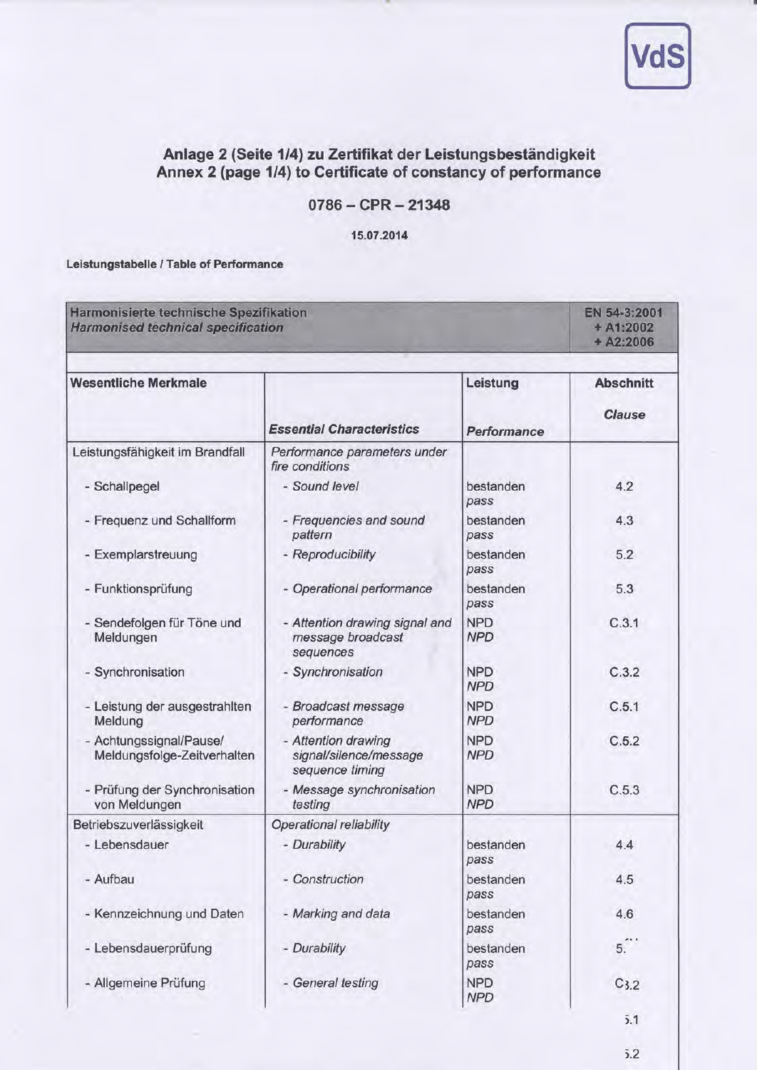**Anlage 2 (Seite 1/4) zu Zertifikat der Leistungsbeständigkeit**
**Annex 2 (page 1/4) to Certificate of constancy of performance**

**0786 – CPR – 21348**

**15.07.2014**

**Leistungstabelle / Table of Performance**

| Harmonisierte technische Spezifikation *Harmonised technical specification* | | | EN 54-3:2001 + A1:2002 + A2:2006 |
|---|---|---|---|
| **Wesentliche Merkmale** | ***Essential Characteristics*** | **Leistung** ***Performance*** | **Abschnitt** ***Clause*** |
| Leistungsfähigkeit im Brandfall | *Performance parameters under fire conditions* | | |
| - Schallpegel | *- Sound level* | bestanden *pass* | 4.2 |
| - Frequenz und Schallform | *- Frequencies and sound pattern* | bestanden *pass* | 4.3 |
| - Exemplarstreuung | *- Reproducibility* | bestanden *pass* | 5.2 |
| - Funktionsprüfung | *- Operational performance* | bestanden *pass* | 5.3 |
| - Sendefolgen für Töne und Meldungen | *- Attention drawing signal and message broadcast sequences* | NPD *NPD* | C.3.1 |
| - Synchronisation | *- Synchronisation* | NPD *NPD* | C.3.2 |
| - Leistung der ausgestrahlten Meldung | *- Broadcast message performance* | NPD *NPD* | C.5.1 |
| - Achtungssignal/Pause/ Meldungsfolge-Zeitverhalten | *- Attention drawing signal/silence/message sequence timing* | NPD *NPD* | C.5.2 |
| - Prüfung der Synchronisation von Meldungen | *- Message synchronisation testing* | NPD *NPD* | C.5.3 |
| Betriebszuverlässigkeit | *Operational reliability* | | |
| - Lebensdauer | *- Durability* | bestanden *pass* | 4.4 |
| - Aufbau | *- Construction* | bestanden *pass* | 4.5 |
| - Kennzeichnung und Daten | *- Marking and data* | bestanden *pass* | 4.6 |
| - Lebensdauerprüfung | *- Durability* | bestanden *pass* | 5. |
| - Allgemeine Prüfung | *- General testing* | NPD *NPD* | C.3.2 |
| | | | 5.1 |
| | | | 5.2 |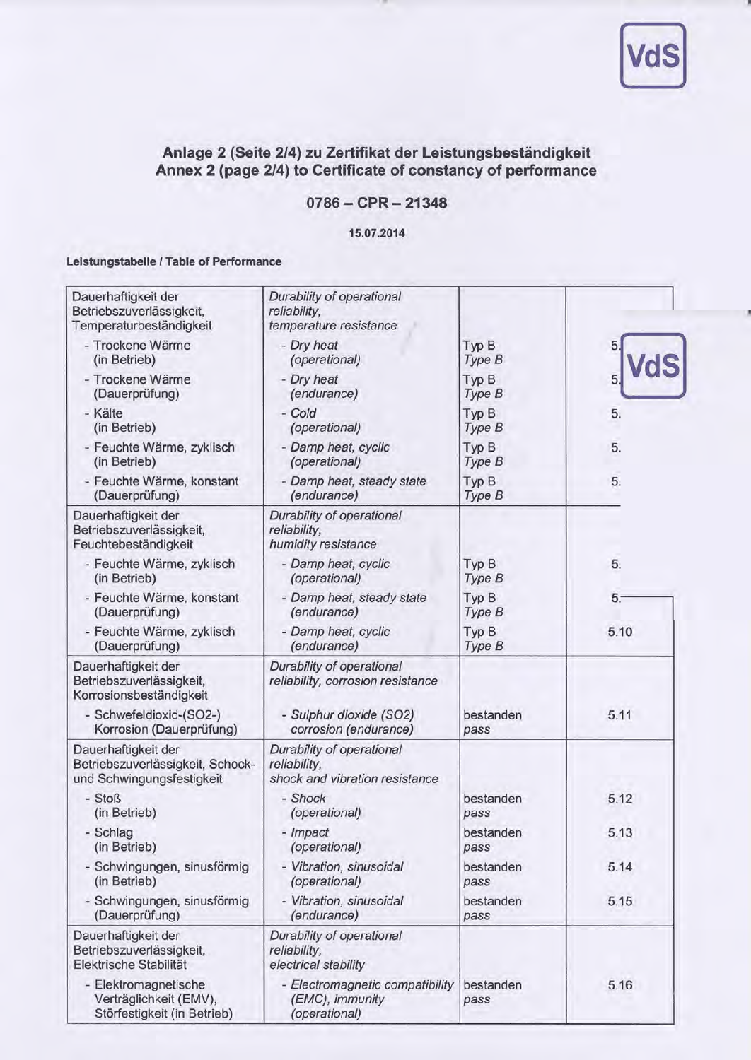# Anlage 2 (Seite 2/4) zu Zertifikat der Leistungsbeständigkeit
# Annex 2 (page 2/4) to Certificate of constancy of performance

## 0786 – CPR – 21348

**15.07.2014**

**Leistungstabelle / Table of Performance**

| | | | |
|---|---|---|---|
| Dauerhaftigkeit der Betriebszuverlässigkeit, Temperaturbeständigkeit | *Durability of operational reliability, temperature resistance* | | |
| - Trockene Wärme (in Betrieb) | *- Dry heat (operational)* | Typ B *Type B* | 5. |
| - Trockene Wärme (Dauerprüfung) | *- Dry heat (endurance)* | Typ B *Type B* | 5. |
| - Kälte (in Betrieb) | *- Cold (operational)* | Typ B *Type B* | 5. |
| - Feuchte Wärme, zyklisch (in Betrieb) | *- Damp heat, cyclic (operational)* | Typ B *Type B* | 5. |
| - Feuchte Wärme, konstant (Dauerprüfung) | *- Damp heat, steady state (endurance)* | Typ B *Type B* | 5. |
| Dauerhaftigkeit der Betriebszuverlässigkeit, Feuchtebeständigkeit | *Durability of operational reliability, humidity resistance* | | |
| - Feuchte Wärme, zyklisch (in Betrieb) | *- Damp heat, cyclic (operational)* | Typ B *Type B* | 5. |
| - Feuchte Wärme, konstant (Dauerprüfung) | *- Damp heat, steady state (endurance)* | Typ B *Type B* | 5. |
| - Feuchte Wärme, zyklisch (Dauerprüfung) | *- Damp heat, cyclic (endurance)* | Typ B *Type B* | 5.10 |
| Dauerhaftigkeit der Betriebszuverlässigkeit, Korrosionsbeständigkeit | *Durability of operational reliability, corrosion resistance* | | |
| - Schwefeldioxid-($SO_2$-) Korrosion (Dauerprüfung) | *- Sulphur dioxide ($SO_2$) corrosion (endurance)* | bestanden *pass* | 5.11 |
| Dauerhaftigkeit der Betriebszuverlässigkeit, Schock- und Schwingungsfestigkeit | *Durability of operational reliability, shock and vibration resistance* | | |
| - Stoß (in Betrieb) | *- Shock (operational)* | bestanden *pass* | 5.12 |
| - Schlag (in Betrieb) | *- Impact (operational)* | bestanden *pass* | 5.13 |
| - Schwingungen, sinusförmig (in Betrieb) | *- Vibration, sinusoidal (operational)* | bestanden *pass* | 5.14 |
| - Schwingungen, sinusförmig (Dauerprüfung) | *- Vibration, sinusoidal (endurance)* | bestanden *pass* | 5.15 |
| Dauerhaftigkeit der Betriebszuverlässigkeit, Elektrische Stabilität | *Durability of operational reliability, electrical stability* | | |
| - Elektromagnetische Verträglichkeit (EMV), Störfestigkeit (in Betrieb) | *- Electromagnetic compatibility (EMC), immunity (operational)* | bestanden *pass* | 5.16 |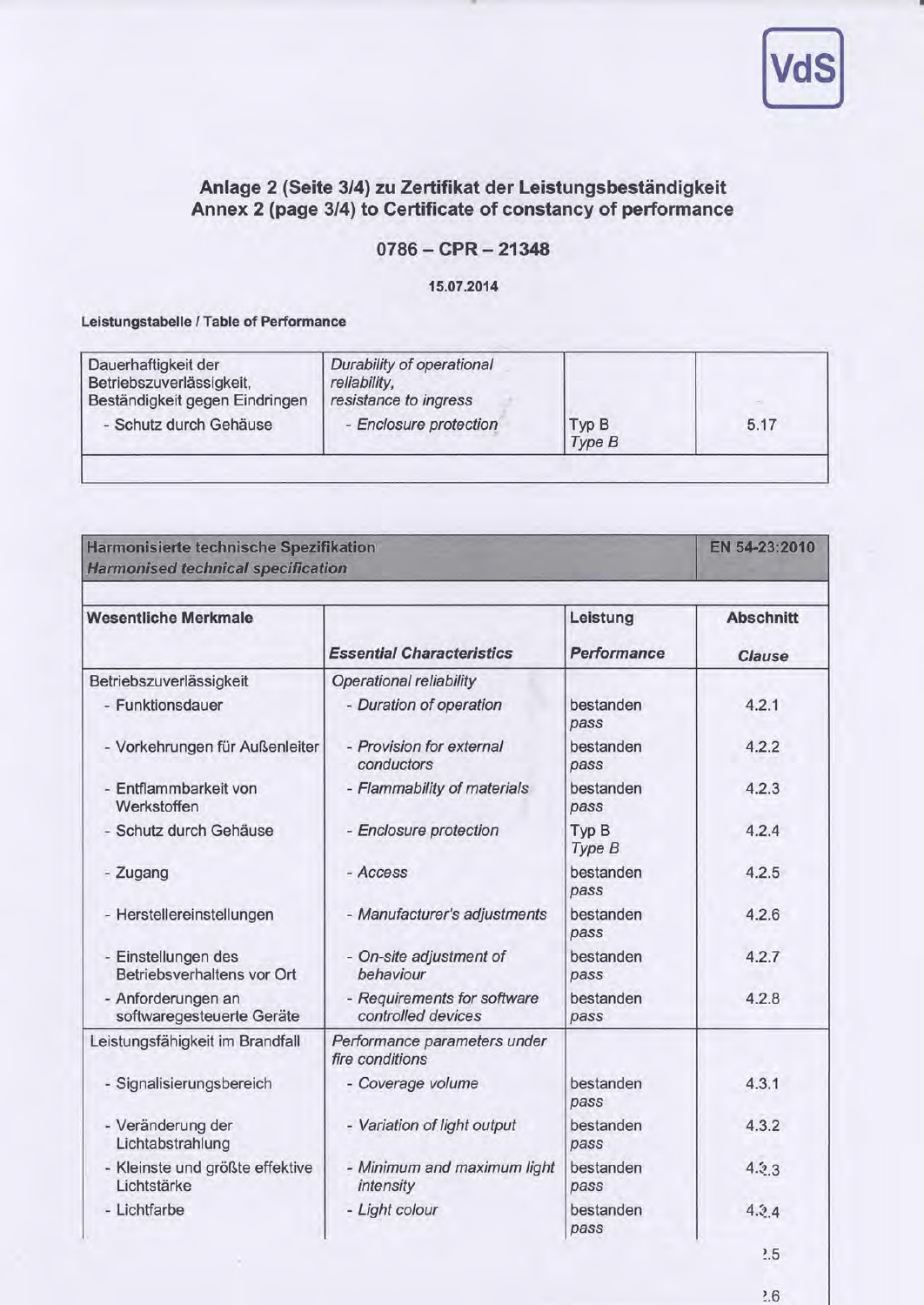**Anlage 2 (Seite 3/4) zu Zertifikat der Leistungsbeständigkeit**
**Annex 2 (page 3/4) to Certificate of constancy of performance**

**0786 – CPR – 21348**

**15.07.2014**

**Leistungstabelle / Table of Performance**

| | | | |
|---|---|---|---|
| Dauerhaftigkeit der Betriebszuverlässigkeit, Beständigkeit gegen Eindringen<br>- Schutz durch Gehäuse | *Durability of operational reliability, resistance to ingress*<br>*- Enclosure protection* | Typ B<br>*Type B* | 5.17 |
| | | | |

| **Harmonisierte technische Spezifikation**<br>***Harmonised technical specification*** | | | **EN 54-23:2010** |
|---|---|---|---|
| | | | |
| **Wesentliche Merkmale** | ***Essential Characteristics*** | **Leistung**<br>***Performance*** | **Abschnitt**<br>***Clause*** |
| Betriebszuverlässigkeit | *Operational reliability* | | |
| - Funktionsdauer | *- Duration of operation* | bestanden<br>*pass* | 4.2.1 |
| - Vorkehrungen für Außenleiter | *- Provision for external conductors* | bestanden<br>*pass* | 4.2.2 |
| - Entflammbarkeit von Werkstoffen | *- Flammability of materials* | bestanden<br>*pass* | 4.2.3 |
| - Schutz durch Gehäuse | *- Enclosure protection* | Typ B<br>*Type B* | 4.2.4 |
| - Zugang | *- Access* | bestanden<br>*pass* | 4.2.5 |
| - Herstellereinstellungen | *- Manufacturer's adjustments* | bestanden<br>*pass* | 4.2.6 |
| - Einstellungen des Betriebsverhaltens vor Ort | *- On-site adjustment of behaviour* | bestanden<br>*pass* | 4.2.7 |
| - Anforderungen an softwaregesteuerte Geräte | *- Requirements for software controlled devices* | bestanden<br>*pass* | 4.2.8 |
| Leistungsfähigkeit im Brandfall | *Performance parameters under fire conditions* | | |
| - Signalisierungsbereich | *- Coverage volume* | bestanden<br>*pass* | 4.3.1 |
| - Veränderung der Lichtabstrahlung | *- Variation of light output* | bestanden<br>*pass* | 4.3.2 |
| - Kleinste und größte effektive Lichtstärke | *- Minimum and maximum light intensity* | bestanden<br>*pass* | 4.3.3 |
| - Lichtfarbe | *- Light colour* | bestanden<br>*pass* | 4.3.4 |
| | | | 4.3.5 |
| | | | 4.3.6 |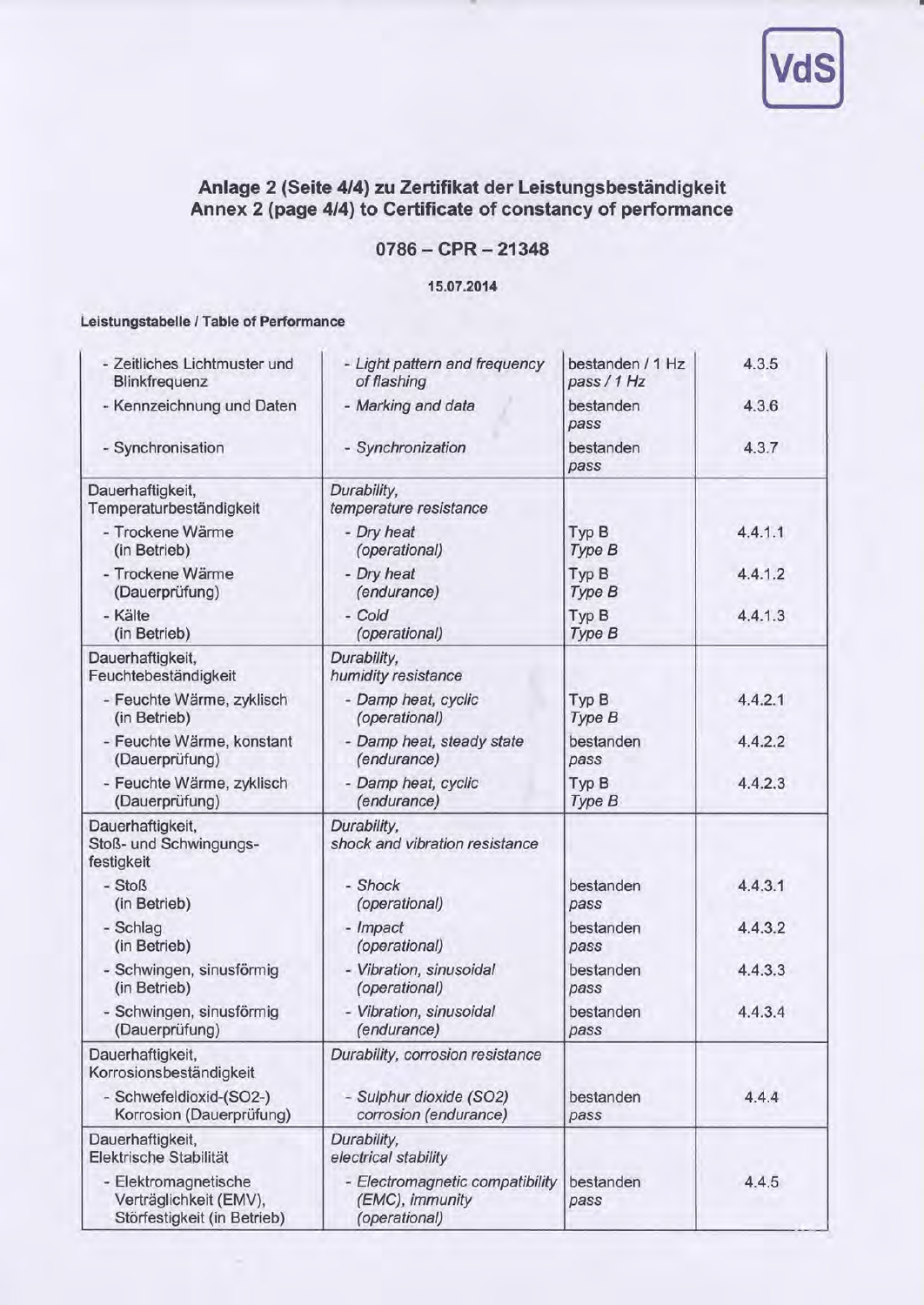## Anlage 2 (Seite 4/4) zu Zertifikat der Leistungsbeständigkeit
## Annex 2 (page 4/4) to Certificate of constancy of performance

### 0786 – CPR – 21348

**15.07.2014**

**Leistungstabelle / Table of Performance**

| | | | |
|---|---|---|---|
| - Zeitliches Lichtmuster und Blinkfrequenz | - *Light pattern and frequency of flashing* | bestanden / 1 Hz *pass / 1 Hz* | 4.3.5 |
| - Kennzeichnung und Daten | - *Marking and data* | bestanden *pass* | 4.3.6 |
| - Synchronisation | - *Synchronization* | bestanden *pass* | 4.3.7 |
| Dauerhaftigkeit, Temperaturbeständigkeit | *Durability, temperature resistance* | | |
| - Trockene Wärme (in Betrieb) | - *Dry heat (operational)* | Typ B *Type B* | 4.4.1.1 |
| - Trockene Wärme (Dauerprüfung) | - *Dry heat (endurance)* | Typ B *Type B* | 4.4.1.2 |
| - Kälte (in Betrieb) | - *Cold (operational)* | Typ B *Type B* | 4.4.1.3 |
| Dauerhaftigkeit, Feuchtebeständigkeit | *Durability, humidity resistance* | | |
| - Feuchte Wärme, zyklisch (in Betrieb) | - *Damp heat, cyclic (operational)* | Typ B *Type B* | 4.4.2.1 |
| - Feuchte Wärme, konstant (Dauerprüfung) | - *Damp heat, steady state (endurance)* | bestanden *pass* | 4.4.2.2 |
| - Feuchte Wärme, zyklisch (Dauerprüfung) | - *Damp heat, cyclic (endurance)* | Typ B *Type B* | 4.4.2.3 |
| Dauerhaftigkeit, Stoß- und Schwingungsfestigkeit | *Durability, shock and vibration resistance* | | |
| - Stoß (in Betrieb) | - *Shock (operational)* | bestanden *pass* | 4.4.3.1 |
| - Schlag (in Betrieb) | - *Impact (operational)* | bestanden *pass* | 4.4.3.2 |
| - Schwingen, sinusförmig (in Betrieb) | - *Vibration, sinusoidal (operational)* | bestanden *pass* | 4.4.3.3 |
| - Schwingen, sinusförmig (Dauerprüfung) | - *Vibration, sinusoidal (endurance)* | bestanden *pass* | 4.4.3.4 |
| Dauerhaftigkeit, Korrosionsbeständigkeit | *Durability, corrosion resistance* | | |
| - Schwefeldioxid-($SO_2$-) Korrosion (Dauerprüfung) | - *Sulphur dioxide ($SO_2$) corrosion (endurance)* | bestanden *pass* | 4.4.4 |
| Dauerhaftigkeit, Elektrische Stabilität | *Durability, electrical stability* | | |
| - Elektromagnetische Verträglichkeit (EMV), Störfestigkeit (in Betrieb) | - *Electromagnetic compatibility (EMC), immunity (operational)* | bestanden *pass* | 4.4.5 |